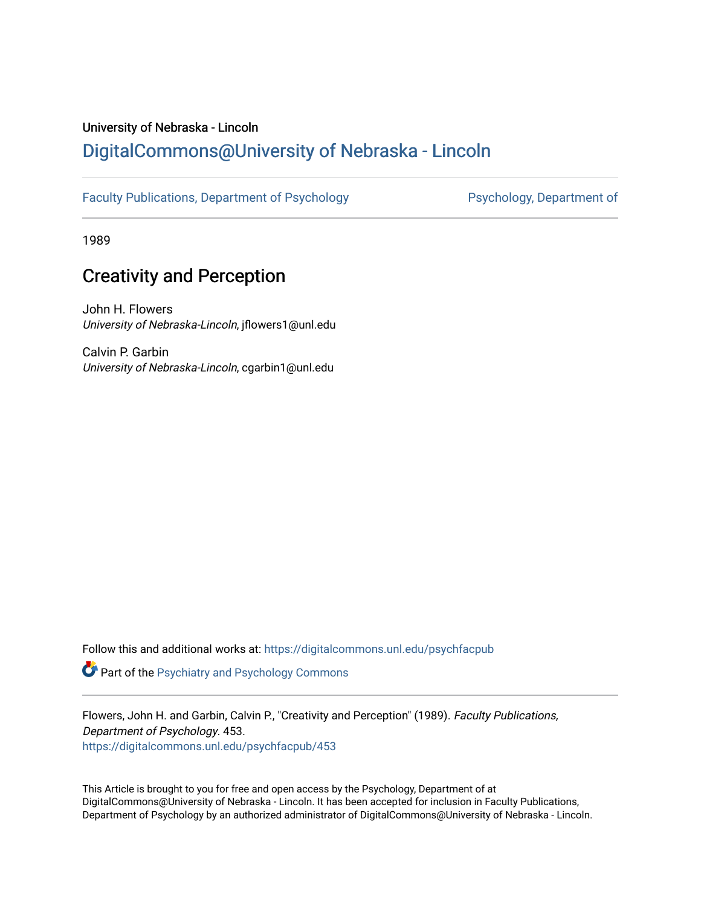University of Nebraska - Lincoln

## DigitalCommons@University of Nebraska - Lincoln

Faculty Publications, Department of Psychology | Psychology, Department of

1989

# Creativity and Perception

John H. Flowers
*University of Nebraska-Lincoln*, jflowers1@unl.edu

Calvin P. Garbin
*University of Nebraska-Lincoln*, cgarbin1@unl.edu

Follow this and additional works at: https://digitalcommons.unl.edu/psychfacpub

Part of the Psychiatry and Psychology Commons

Flowers, John H. and Garbin, Calvin P., "Creativity and Perception" (1989). *Faculty Publications, Department of Psychology*. 453.
https://digitalcommons.unl.edu/psychfacpub/453

This Article is brought to you for free and open access by the Psychology, Department of at DigitalCommons@University of Nebraska - Lincoln. It has been accepted for inclusion in Faculty Publications, Department of Psychology by an authorized administrator of DigitalCommons@University of Nebraska - Lincoln.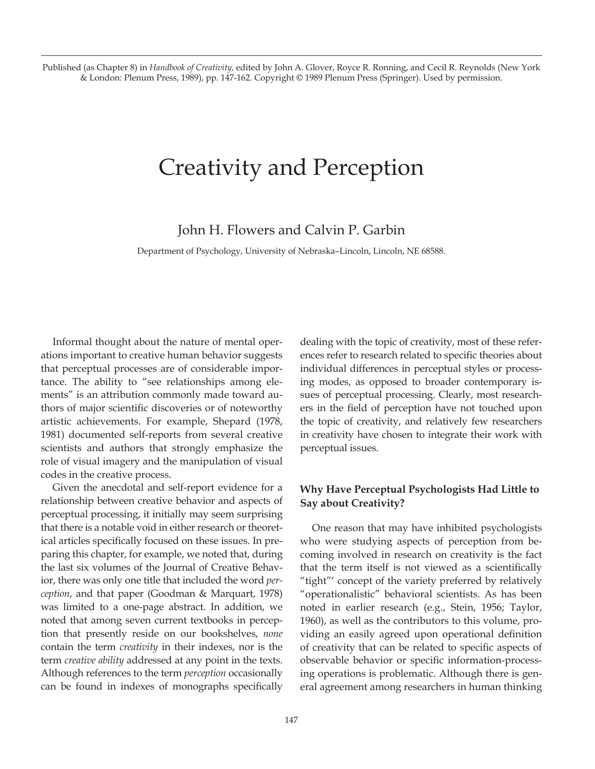Published (as Chapter 8) in *Handbook of Creativity,* edited by John A. Glover, Royce R. Ronning, and Cecil R. Reynolds (New York & London: Plenum Press, 1989), pp. 147-162. Copyright © 1989 Plenum Press (Springer). Used by permission.

# Creativity and Perception

John H. Flowers and Calvin P. Garbin

Department of Psychology, University of Nebraska–Lincoln, Lincoln, NE 68588.

Informal thought about the nature of mental operations important to creative human behavior suggests that perceptual processes are of considerable importance. The ability to "see relationships among elements" is an attribution commonly made toward authors of major scientific discoveries or of noteworthy artistic achievements. For example, Shepard (1978, 1981) documented self-reports from several creative scientists and authors that strongly emphasize the role of visual imagery and the manipulation of visual codes in the creative process.

Given the anecdotal and self-report evidence for a relationship between creative behavior and aspects of perceptual processing, it initially may seem surprising that there is a notable void in either research or theoretical articles specifically focused on these issues. In preparing this chapter, for example, we noted that, during the last six volumes of the Journal of Creative Behavior, there was only one title that included the word *perception*, and that paper (Goodman & Marquart, 1978) was limited to a one-page abstract. In addition, we noted that among seven current textbooks in perception that presently reside on our bookshelves, *none* contain the term *creativity* in their indexes, nor is the term *creative ability* addressed at any point in the texts. Although references to the term *perception* occasionally can be found in indexes of monographs specifically dealing with the topic of creativity, most of these references refer to research related to specific theories about individual differences in perceptual styles or processing modes, as opposed to broader contemporary issues of perceptual processing. Clearly, most researchers in the field of perception have not touched upon the topic of creativity, and relatively few researchers in creativity have chosen to integrate their work with perceptual issues.

### Why Have Perceptual Psychologists Had Little to Say about Creativity?

One reason that may have inhibited psychologists who were studying aspects of perception from becoming involved in research on creativity is the fact that the term itself is not viewed as a scientifically "tight"' concept of the variety preferred by relatively "operationalistic" behavioral scientists. As has been noted in earlier research (e.g., Stein, 1956; Taylor, 1960), as well as the contributors to this volume, providing an easily agreed upon operational definition of creativity that can be related to specific aspects of observable behavior or specific information-processing operations is problematic. Although there is general agreement among researchers in human thinking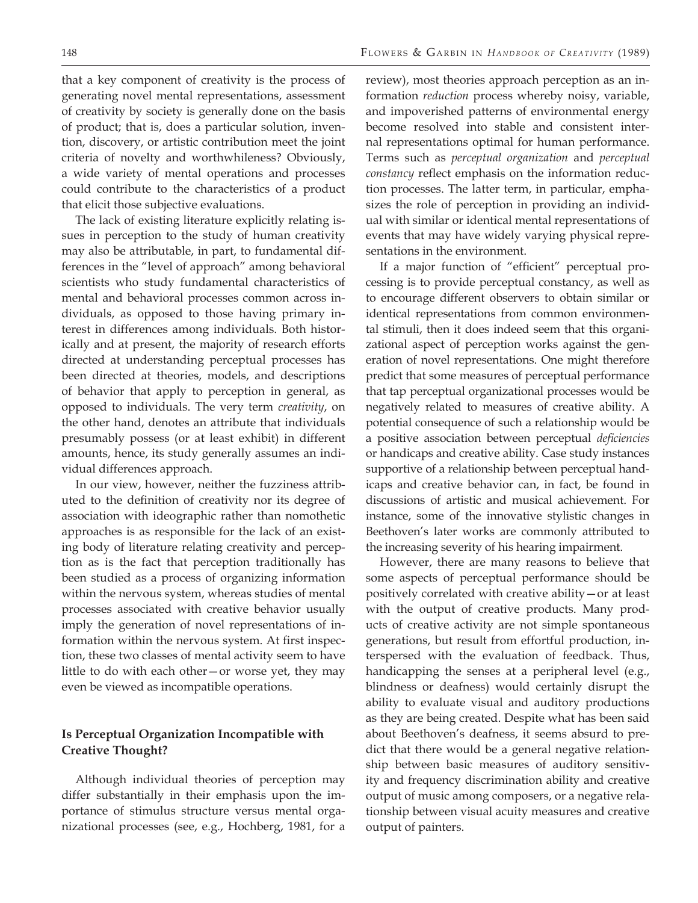that a key component of creativity is the process of generating novel mental representations, assessment of creativity by society is generally done on the basis of product; that is, does a particular solution, invention, discovery, or artistic contribution meet the joint criteria of novelty and worthwhileness? Obviously, a wide variety of mental operations and processes could contribute to the characteristics of a product that elicit those subjective evaluations.

The lack of existing literature explicitly relating issues in perception to the study of human creativity may also be attributable, in part, to fundamental differences in the "level of approach" among behavioral scientists who study fundamental characteristics of mental and behavioral processes common across individuals, as opposed to those having primary interest in differences among individuals. Both historically and at present, the majority of research efforts directed at understanding perceptual processes has been directed at theories, models, and descriptions of behavior that apply to perception in general, as opposed to individuals. The very term *creativity*, on the other hand, denotes an attribute that individuals presumably possess (or at least exhibit) in different amounts, hence, its study generally assumes an individual differences approach.

In our view, however, neither the fuzziness attributed to the definition of creativity nor its degree of association with ideographic rather than nomothetic approaches is as responsible for the lack of an existing body of literature relating creativity and perception as is the fact that perception traditionally has been studied as a process of organizing information within the nervous system, whereas studies of mental processes associated with creative behavior usually imply the generation of novel representations of information within the nervous system. At first inspection, these two classes of mental activity seem to have little to do with each other—or worse yet, they may even be viewed as incompatible operations.

## Is Perceptual Organization Incompatible with Creative Thought?

Although individual theories of perception may differ substantially in their emphasis upon the importance of stimulus structure versus mental organizational processes (see, e.g., Hochberg, 1981, for a review), most theories approach perception as an information *reduction* process whereby noisy, variable, and impoverished patterns of environmental energy become resolved into stable and consistent internal representations optimal for human performance. Terms such as *perceptual organization* and *perceptual constancy* reflect emphasis on the information reduction processes. The latter term, in particular, emphasizes the role of perception in providing an individual with similar or identical mental representations of events that may have widely varying physical representations in the environment.

If a major function of "efficient" perceptual processing is to provide perceptual constancy, as well as to encourage different observers to obtain similar or identical representations from common environmental stimuli, then it does indeed seem that this organizational aspect of perception works against the generation of novel representations. One might therefore predict that some measures of perceptual performance that tap perceptual organizational processes would be negatively related to measures of creative ability. A potential consequence of such a relationship would be a positive association between perceptual *deficiencies* or handicaps and creative ability. Case study instances supportive of a relationship between perceptual handicaps and creative behavior can, in fact, be found in discussions of artistic and musical achievement. For instance, some of the innovative stylistic changes in Beethoven's later works are commonly attributed to the increasing severity of his hearing impairment.

However, there are many reasons to believe that some aspects of perceptual performance should be positively correlated with creative ability—or at least with the output of creative products. Many products of creative activity are not simple spontaneous generations, but result from effortful production, interspersed with the evaluation of feedback. Thus, handicapping the senses at a peripheral level (e.g., blindness or deafness) would certainly disrupt the ability to evaluate visual and auditory productions as they are being created. Despite what has been said about Beethoven's deafness, it seems absurd to predict that there would be a general negative relationship between basic measures of auditory sensitivity and frequency discrimination ability and creative output of music among composers, or a negative relationship between visual acuity measures and creative output of painters.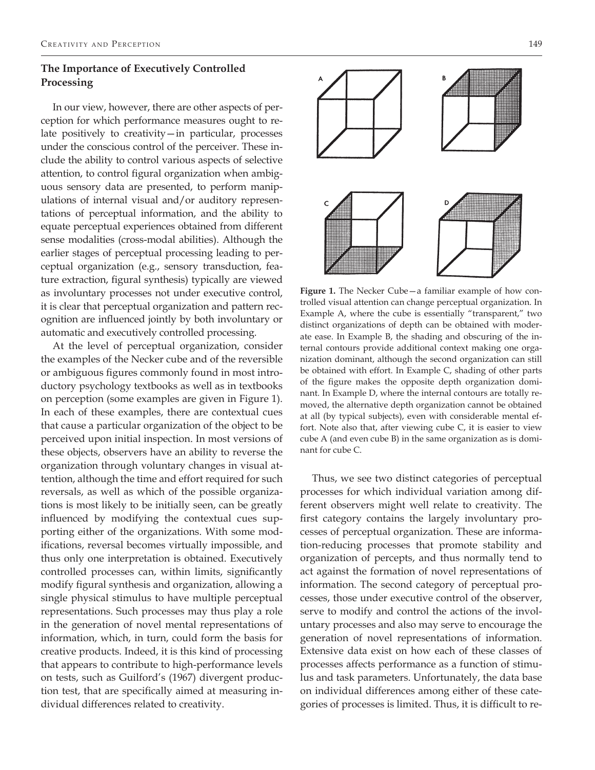## The Importance of Executively Controlled Processing

In our view, however, there are other aspects of perception for which performance measures ought to relate positively to creativity—in particular, processes under the conscious control of the perceiver. These include the ability to control various aspects of selective attention, to control figural organization when ambiguous sensory data are presented, to perform manipulations of internal visual and/or auditory representations of perceptual information, and the ability to equate perceptual experiences obtained from different sense modalities (cross-modal abilities). Although the earlier stages of perceptual processing leading to perceptual organization (e.g., sensory transduction, feature extraction, figural synthesis) typically are viewed as involuntary processes not under executive control, it is clear that perceptual organization and pattern recognition are influenced jointly by both involuntary or automatic and executively controlled processing.

At the level of perceptual organization, consider the examples of the Necker cube and of the reversible or ambiguous figures commonly found in most introductory psychology textbooks as well as in textbooks on perception (some examples are given in Figure 1). In each of these examples, there are contextual cues that cause a particular organization of the object to be perceived upon initial inspection. In most versions of these objects, observers have an ability to reverse the organization through voluntary changes in visual attention, although the time and effort required for such reversals, as well as which of the possible organizations is most likely to be initially seen, can be greatly influenced by modifying the contextual cues supporting either of the organizations. With some modifications, reversal becomes virtually impossible, and thus only one interpretation is obtained. Executively controlled processes can, within limits, significantly modify figural synthesis and organization, allowing a single physical stimulus to have multiple perceptual representations. Such processes may thus play a role in the generation of novel mental representations of information, which, in turn, could form the basis for creative products. Indeed, it is this kind of processing that appears to contribute to high-performance levels on tests, such as Guilford's (1967) divergent production test, that are specifically aimed at measuring individual differences related to creativity.

**Figure 1.** The Necker Cube—a familiar example of how controlled visual attention can change perceptual organization. In Example A, where the cube is essentially "transparent," two distinct organizations of depth can be obtained with moderate ease. In Example B, the shading and obscuring of the internal contours provide additional context making one organization dominant, although the second organization can still be obtained with effort. In Example C, shading of other parts of the figure makes the opposite depth organization dominant. In Example D, where the internal contours are totally removed, the alternative depth organization cannot be obtained at all (by typical subjects), even with considerable mental effort. Note also that, after viewing cube C, it is easier to view cube A (and even cube B) in the same organization as is dominant for cube C.

Thus, we see two distinct categories of perceptual processes for which individual variation among different observers might well relate to creativity. The first category contains the largely involuntary processes of perceptual organization. These are information-reducing processes that promote stability and organization of percepts, and thus normally tend to act against the formation of novel representations of information. The second category of perceptual processes, those under executive control of the observer, serve to modify and control the actions of the involuntary processes and also may serve to encourage the generation of novel representations of information. Extensive data exist on how each of these classes of processes affects performance as a function of stimulus and task parameters. Unfortunately, the data base on individual differences among either of these categories of processes is limited. Thus, it is difficult to re-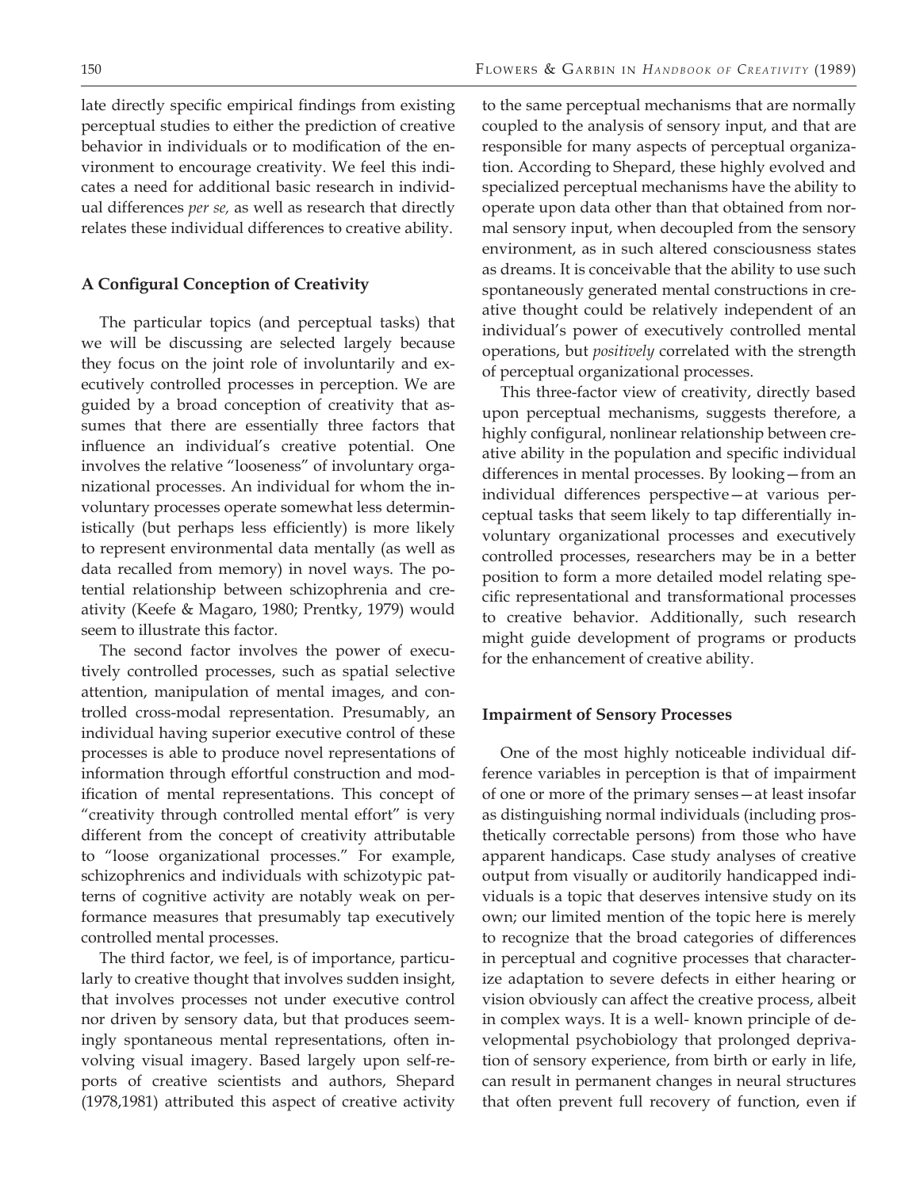late directly specific empirical findings from existing perceptual studies to either the prediction of creative behavior in individuals or to modification of the environment to encourage creativity. We feel this indicates a need for additional basic research in individual differences *per se,* as well as research that directly relates these individual differences to creative ability.

### A Configural Conception of Creativity

The particular topics (and perceptual tasks) that we will be discussing are selected largely because they focus on the joint role of involuntarily and executively controlled processes in perception. We are guided by a broad conception of creativity that assumes that there are essentially three factors that influence an individual's creative potential. One involves the relative "looseness" of involuntary organizational processes. An individual for whom the involuntary processes operate somewhat less deterministically (but perhaps less efficiently) is more likely to represent environmental data mentally (as well as data recalled from memory) in novel ways. The potential relationship between schizophrenia and creativity (Keefe & Magaro, 1980; Prentky, 1979) would seem to illustrate this factor.

The second factor involves the power of executively controlled processes, such as spatial selective attention, manipulation of mental images, and controlled cross-modal representation. Presumably, an individual having superior executive control of these processes is able to produce novel representations of information through effortful construction and modification of mental representations. This concept of "creativity through controlled mental effort" is very different from the concept of creativity attributable to "loose organizational processes." For example, schizophrenics and individuals with schizotypic patterns of cognitive activity are notably weak on performance measures that presumably tap executively controlled mental processes.

The third factor, we feel, is of importance, particularly to creative thought that involves sudden insight, that involves processes not under executive control nor driven by sensory data, but that produces seemingly spontaneous mental representations, often involving visual imagery. Based largely upon self-reports of creative scientists and authors, Shepard (1978,1981) attributed this aspect of creative activity to the same perceptual mechanisms that are normally coupled to the analysis of sensory input, and that are responsible for many aspects of perceptual organization. According to Shepard, these highly evolved and specialized perceptual mechanisms have the ability to operate upon data other than that obtained from normal sensory input, when decoupled from the sensory environment, as in such altered consciousness states as dreams. It is conceivable that the ability to use such spontaneously generated mental constructions in creative thought could be relatively independent of an individual's power of executively controlled mental operations, but *positively* correlated with the strength of perceptual organizational processes.

This three-factor view of creativity, directly based upon perceptual mechanisms, suggests therefore, a highly configural, nonlinear relationship between creative ability in the population and specific individual differences in mental processes. By looking—from an individual differences perspective—at various perceptual tasks that seem likely to tap differentially involuntary organizational processes and executively controlled processes, researchers may be in a better position to form a more detailed model relating specific representational and transformational processes to creative behavior. Additionally, such research might guide development of programs or products for the enhancement of creative ability.

### Impairment of Sensory Processes

One of the most highly noticeable individual difference variables in perception is that of impairment of one or more of the primary senses—at least insofar as distinguishing normal individuals (including prosthetically correctable persons) from those who have apparent handicaps. Case study analyses of creative output from visually or auditorily handicapped individuals is a topic that deserves intensive study on its own; our limited mention of the topic here is merely to recognize that the broad categories of differences in perceptual and cognitive processes that characterize adaptation to severe defects in either hearing or vision obviously can affect the creative process, albeit in complex ways. It is a well- known principle of developmental psychobiology that prolonged deprivation of sensory experience, from birth or early in life, can result in permanent changes in neural structures that often prevent full recovery of function, even if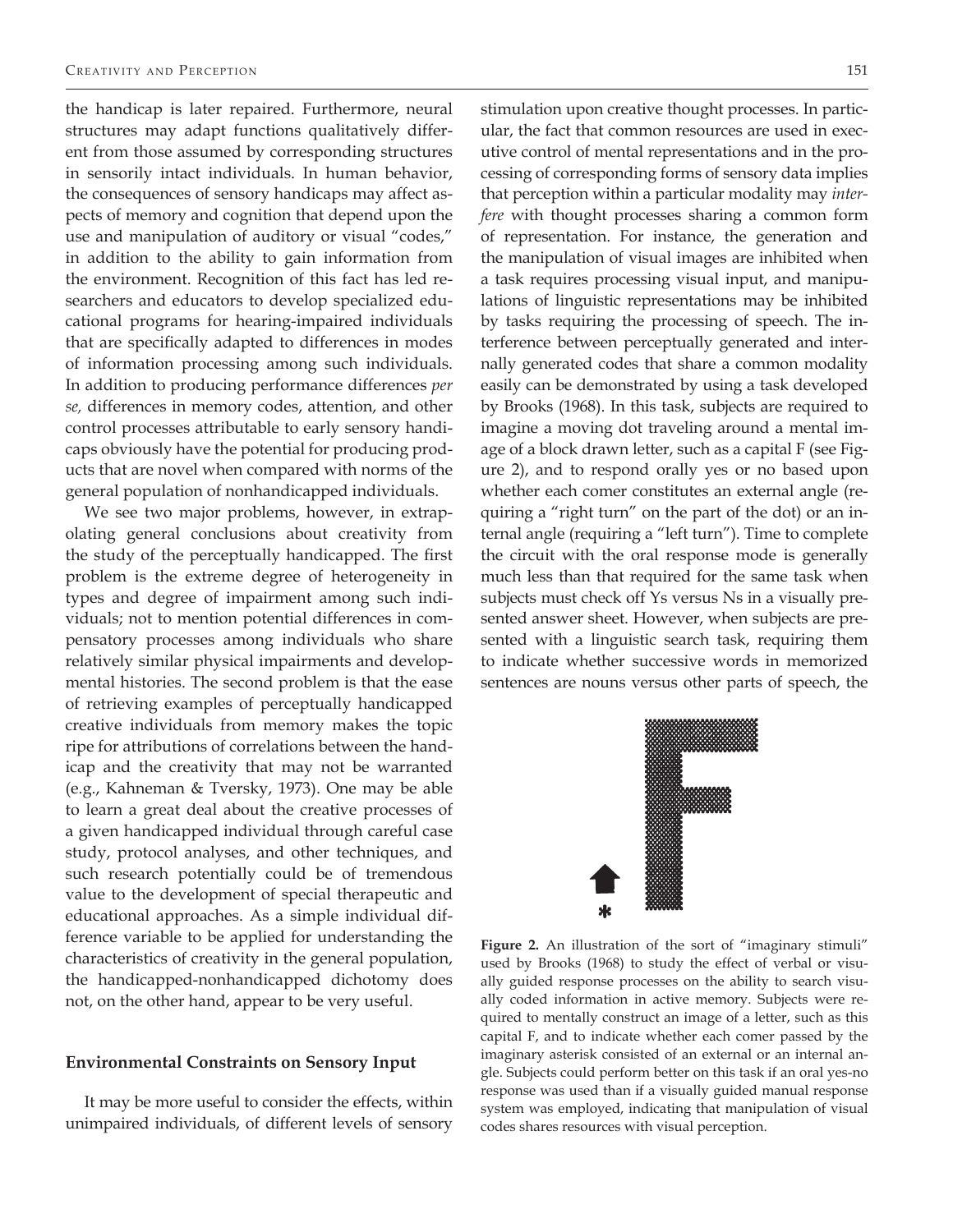the handicap is later repaired. Furthermore, neural structures may adapt functions qualitatively different from those assumed by corresponding structures in sensorily intact individuals. In human behavior, the consequences of sensory handicaps may affect aspects of memory and cognition that depend upon the use and manipulation of auditory or visual "codes," in addition to the ability to gain information from the environment. Recognition of this fact has led researchers and educators to develop specialized educational programs for hearing-impaired individuals that are specifically adapted to differences in modes of information processing among such individuals. In addition to producing performance differences *per se*, differences in memory codes, attention, and other control processes attributable to early sensory handicaps obviously have the potential for producing products that are novel when compared with norms of the general population of nonhandicapped individuals.

We see two major problems, however, in extrapolating general conclusions about creativity from the study of the perceptually handicapped. The first problem is the extreme degree of heterogeneity in types and degree of impairment among such individuals; not to mention potential differences in compensatory processes among individuals who share relatively similar physical impairments and developmental histories. The second problem is that the ease of retrieving examples of perceptually handicapped creative individuals from memory makes the topic ripe for attributions of correlations between the handicap and the creativity that may not be warranted (e.g., Kahneman & Tversky, 1973). One may be able to learn a great deal about the creative processes of a given handicapped individual through careful case study, protocol analyses, and other techniques, and such research potentially could be of tremendous value to the development of special therapeutic and educational approaches. As a simple individual difference variable to be applied for understanding the characteristics of creativity in the general population, the handicapped-nonhandicapped dichotomy does not, on the other hand, appear to be very useful.

### Environmental Constraints on Sensory Input

It may be more useful to consider the effects, within unimpaired individuals, of different levels of sensory stimulation upon creative thought processes. In particular, the fact that common resources are used in executive control of mental representations and in the processing of corresponding forms of sensory data implies that perception within a particular modality may *interfere* with thought processes sharing a common form of representation. For instance, the generation and the manipulation of visual images are inhibited when a task requires processing visual input, and manipulations of linguistic representations may be inhibited by tasks requiring the processing of speech. The interference between perceptually generated and internally generated codes that share a common modality easily can be demonstrated by using a task developed by Brooks (1968). In this task, subjects are required to imagine a moving dot traveling around a mental image of a block drawn letter, such as a capital F (see Figure 2), and to respond orally yes or no based upon whether each comer constitutes an external angle (requiring a "right turn" on the part of the dot) or an internal angle (requiring a "left turn"). Time to complete the circuit with the oral response mode is generally much less than that required for the same task when subjects must check off Ys versus Ns in a visually presented answer sheet. However, when subjects are presented with a linguistic search task, requiring them to indicate whether successive words in memorized sentences are nouns versus other parts of speech, the

F

*

**Figure 2.** An illustration of the sort of "imaginary stimuli" used by Brooks (1968) to study the effect of verbal or visually guided response processes on the ability to search visually coded information in active memory. Subjects were required to mentally construct an image of a letter, such as this capital F, and to indicate whether each comer passed by the imaginary asterisk consisted of an external or an internal angle. Subjects could perform better on this task if an oral yes-no response was used than if a visually guided manual response system was employed, indicating that manipulation of visual codes shares resources with visual perception.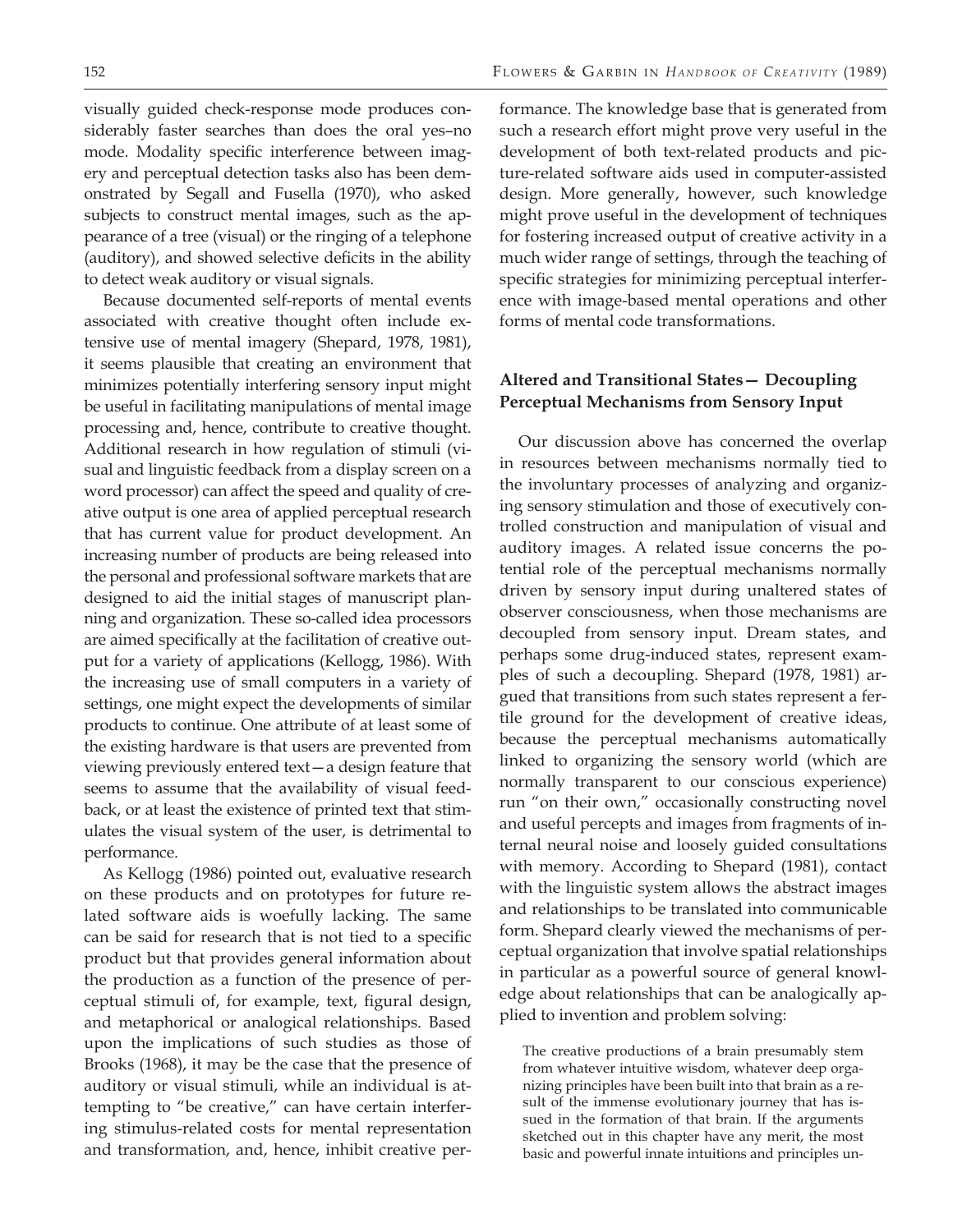visually guided check-response mode produces considerably faster searches than does the oral yes–no mode. Modality specific interference between imagery and perceptual detection tasks also has been demonstrated by Segall and Fusella (1970), who asked subjects to construct mental images, such as the appearance of a tree (visual) or the ringing of a telephone (auditory), and showed selective deficits in the ability to detect weak auditory or visual signals.

Because documented self-reports of mental events associated with creative thought often include extensive use of mental imagery (Shepard, 1978, 1981), it seems plausible that creating an environment that minimizes potentially interfering sensory input might be useful in facilitating manipulations of mental image processing and, hence, contribute to creative thought. Additional research in how regulation of stimuli (visual and linguistic feedback from a display screen on a word processor) can affect the speed and quality of creative output is one area of applied perceptual research that has current value for product development. An increasing number of products are being released into the personal and professional software markets that are designed to aid the initial stages of manuscript planning and organization. These so-called idea processors are aimed specifically at the facilitation of creative output for a variety of applications (Kellogg, 1986). With the increasing use of small computers in a variety of settings, one might expect the developments of similar products to continue. One attribute of at least some of the existing hardware is that users are prevented from viewing previously entered text—a design feature that seems to assume that the availability of visual feedback, or at least the existence of printed text that stimulates the visual system of the user, is detrimental to performance.

As Kellogg (1986) pointed out, evaluative research on these products and on prototypes for future related software aids is woefully lacking. The same can be said for research that is not tied to a specific product but that provides general information about the production as a function of the presence of perceptual stimuli of, for example, text, figural design, and metaphorical or analogical relationships. Based upon the implications of such studies as those of Brooks (1968), it may be the case that the presence of auditory or visual stimuli, while an individual is attempting to "be creative," can have certain interfering stimulus-related costs for mental representation and transformation, and, hence, inhibit creative performance. The knowledge base that is generated from such a research effort might prove very useful in the development of both text-related products and picture-related software aids used in computer-assisted design. More generally, however, such knowledge might prove useful in the development of techniques for fostering increased output of creative activity in a much wider range of settings, through the teaching of specific strategies for minimizing perceptual interference with image-based mental operations and other forms of mental code transformations.

### Altered and Transitional States— Decoupling Perceptual Mechanisms from Sensory Input

Our discussion above has concerned the overlap in resources between mechanisms normally tied to the involuntary processes of analyzing and organizing sensory stimulation and those of executively controlled construction and manipulation of visual and auditory images. A related issue concerns the potential role of the perceptual mechanisms normally driven by sensory input during unaltered states of observer consciousness, when those mechanisms are decoupled from sensory input. Dream states, and perhaps some drug-induced states, represent examples of such a decoupling. Shepard (1978, 1981) argued that transitions from such states represent a fertile ground for the development of creative ideas, because the perceptual mechanisms automatically linked to organizing the sensory world (which are normally transparent to our conscious experience) run "on their own," occasionally constructing novel and useful percepts and images from fragments of internal neural noise and loosely guided consultations with memory. According to Shepard (1981), contact with the linguistic system allows the abstract images and relationships to be translated into communicable form. Shepard clearly viewed the mechanisms of perceptual organization that involve spatial relationships in particular as a powerful source of general knowledge about relationships that can be analogically applied to invention and problem solving:

> The creative productions of a brain presumably stem from whatever intuitive wisdom, whatever deep organizing principles have been built into that brain as a result of the immense evolutionary journey that has issued in the formation of that brain. If the arguments sketched out in this chapter have any merit, the most basic and powerful innate intuitions and principles un-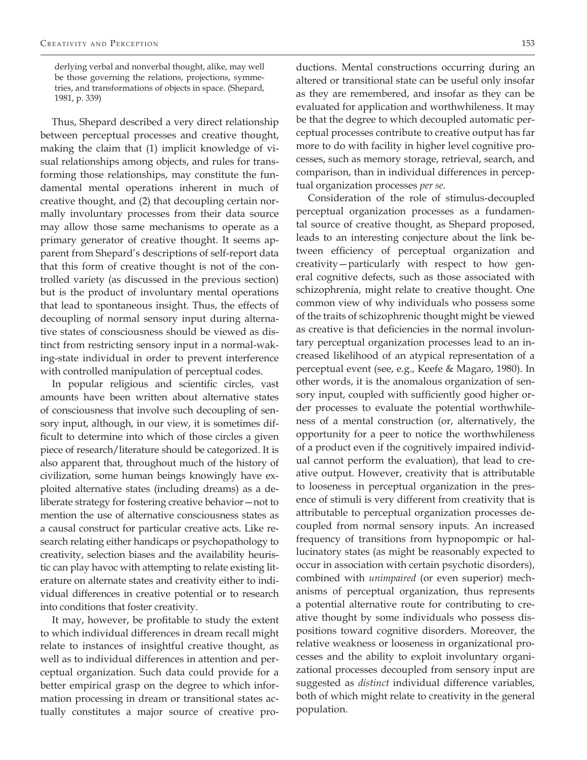derlying verbal and nonverbal thought, alike, may well be those governing the relations, projections, symmetries, and transformations of objects in space. (Shepard, 1981, p. 339)

Thus, Shepard described a very direct relationship between perceptual processes and creative thought, making the claim that (1) implicit knowledge of visual relationships among objects, and rules for transforming those relationships, may constitute the fundamental mental operations inherent in much of creative thought, and (2) that decoupling certain normally involuntary processes from their data source may allow those same mechanisms to operate as a primary generator of creative thought. It seems apparent from Shepard's descriptions of self-report data that this form of creative thought is not of the controlled variety (as discussed in the previous section) but is the product of involuntary mental operations that lead to spontaneous insight. Thus, the effects of decoupling of normal sensory input during alternative states of consciousness should be viewed as distinct from restricting sensory input in a normal-waking-state individual in order to prevent interference with controlled manipulation of perceptual codes.

In popular religious and scientific circles, vast amounts have been written about alternative states of consciousness that involve such decoupling of sensory input, although, in our view, it is sometimes difficult to determine into which of those circles a given piece of research/literature should be categorized. It is also apparent that, throughout much of the history of civilization, some human beings knowingly have exploited alternative states (including dreams) as a deliberate strategy for fostering creative behavior—not to mention the use of alternative consciousness states as a causal construct for particular creative acts. Like research relating either handicaps or psychopathology to creativity, selection biases and the availability heuristic can play havoc with attempting to relate existing literature on alternate states and creativity either to individual differences in creative potential or to research into conditions that foster creativity.

It may, however, be profitable to study the extent to which individual differences in dream recall might relate to instances of insightful creative thought, as well as to individual differences in attention and perceptual organization. Such data could provide for a better empirical grasp on the degree to which information processing in dream or transitional states actually constitutes a major source of creative productions. Mental constructions occurring during an altered or transitional state can be useful only insofar as they are remembered, and insofar as they can be evaluated for application and worthwhileness. It may be that the degree to which decoupled automatic perceptual processes contribute to creative output has far more to do with facility in higher level cognitive processes, such as memory storage, retrieval, search, and comparison, than in individual differences in perceptual organization processes *per se.*

Consideration of the role of stimulus-decoupled perceptual organization processes as a fundamental source of creative thought, as Shepard proposed, leads to an interesting conjecture about the link between efficiency of perceptual organization and creativity—particularly with respect to how general cognitive defects, such as those associated with schizophrenia, might relate to creative thought. One common view of why individuals who possess some of the traits of schizophrenic thought might be viewed as creative is that deficiencies in the normal involuntary perceptual organization processes lead to an increased likelihood of an atypical representation of a perceptual event (see, e.g., Keefe & Magaro, 1980). In other words, it is the anomalous organization of sensory input, coupled with sufficiently good higher order processes to evaluate the potential worthwhileness of a mental construction (or, alternatively, the opportunity for a peer to notice the worthwhileness of a product even if the cognitively impaired individual cannot perform the evaluation), that lead to creative output. However, creativity that is attributable to looseness in perceptual organization in the presence of stimuli is very different from creativity that is attributable to perceptual organization processes decoupled from normal sensory inputs. An increased frequency of transitions from hypnopompic or hallucinatory states (as might be reasonably expected to occur in association with certain psychotic disorders), combined with *unimpaired* (or even superior) mechanisms of perceptual organization, thus represents a potential alternative route for contributing to creative thought by some individuals who possess dispositions toward cognitive disorders. Moreover, the relative weakness or looseness in organizational processes and the ability to exploit involuntary organizational processes decoupled from sensory input are suggested as *distinct* individual difference variables, both of which might relate to creativity in the general population.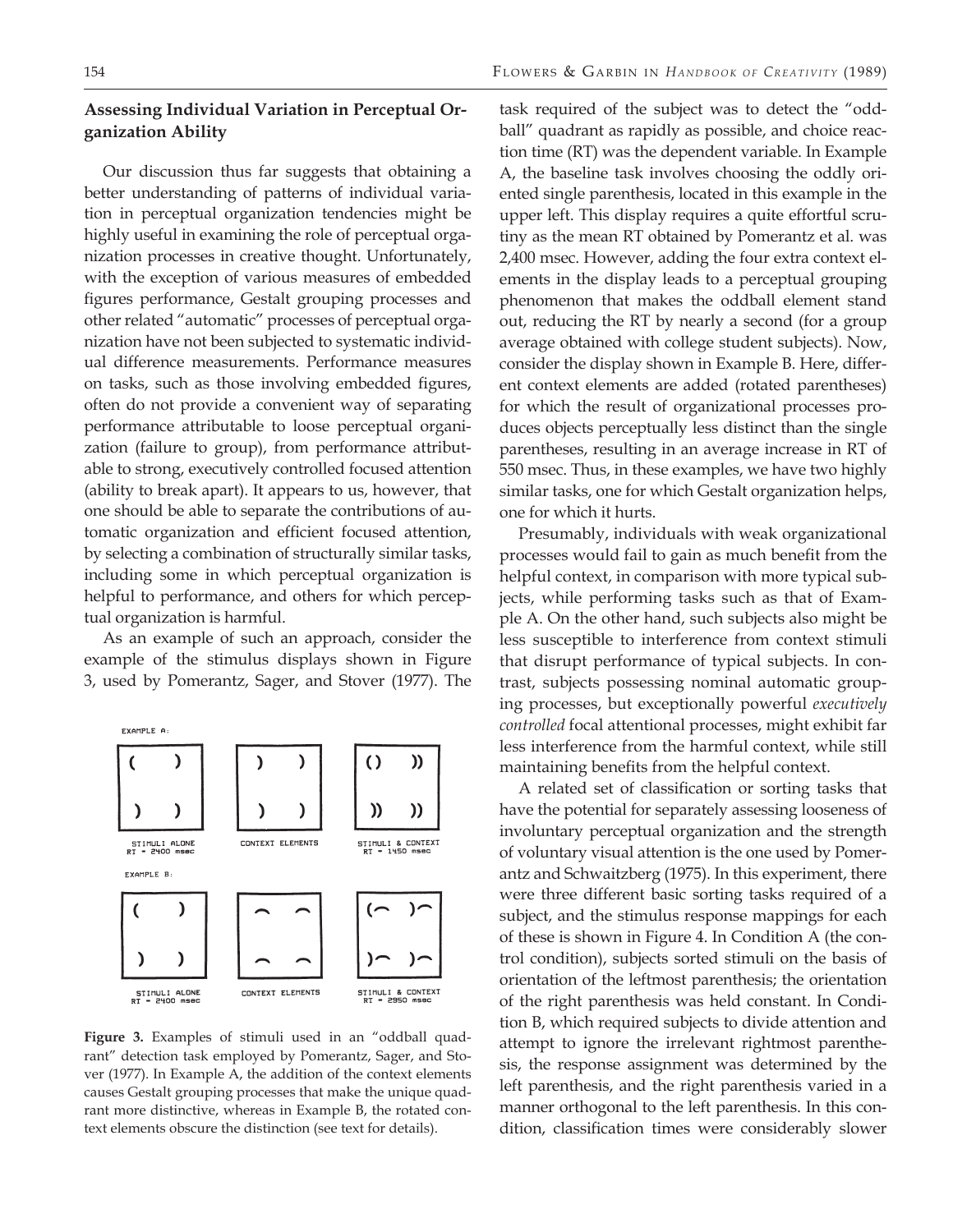## Assessing Individual Variation in Perceptual Organization Ability

Our discussion thus far suggests that obtaining a better understanding of patterns of individual variation in perceptual organization tendencies might be highly useful in examining the role of perceptual organization processes in creative thought. Unfortunately, with the exception of various measures of embedded figures performance, Gestalt grouping processes and other related "automatic" processes of perceptual organization have not been subjected to systematic individual difference measurements. Performance measures on tasks, such as those involving embedded figures, often do not provide a convenient way of separating performance attributable to loose perceptual organization (failure to group), from performance attributable to strong, executively controlled focused attention (ability to break apart). It appears to us, however, that one should be able to separate the contributions of automatic organization and efficient focused attention, by selecting a combination of structurally similar tasks, including some in which perceptual organization is helpful to performance, and others for which perceptual organization is harmful.

As an example of such an approach, consider the example of the stimulus displays shown in Figure 3, used by Pomerantz, Sager, and Stover (1977). The task required of the subject was to detect the "oddball" quadrant as rapidly as possible, and choice reaction time (RT) was the dependent variable. In Example A, the baseline task involves choosing the oddly oriented single parenthesis, located in this example in the upper left. This display requires a quite effortful scrutiny as the mean RT obtained by Pomerantz et al. was 2,400 msec. However, adding the four extra context elements in the display leads to a perceptual grouping phenomenon that makes the oddball element stand out, reducing the RT by nearly a second (for a group average obtained with college student subjects). Now, consider the display shown in Example B. Here, different context elements are added (rotated parentheses) for which the result of organizational processes produces objects perceptually less distinct than the single parentheses, resulting in an average increase in RT of 550 msec. Thus, in these examples, we have two highly similar tasks, one for which Gestalt organization helps, one for which it hurts.

EXAMPLE A:

STIMULI ALONE RT = 2400 msec — CONTEXT ELEMENTS — STIMULI & CONTEXT RT = 1450 msec

EXAMPLE B:

STIMULI ALONE RT = 2400 msec — CONTEXT ELEMENTS — STIMULI & CONTEXT RT = 2950 msec

**Figure 3.** Examples of stimuli used in an "oddball quadrant" detection task employed by Pomerantz, Sager, and Stover (1977). In Example A, the addition of the context elements causes Gestalt grouping processes that make the unique quadrant more distinctive, whereas in Example B, the rotated context elements obscure the distinction (see text for details).

Presumably, individuals with weak organizational processes would fail to gain as much benefit from the helpful context, in comparison with more typical subjects, while performing tasks such as that of Example A. On the other hand, such subjects also might be less susceptible to interference from context stimuli that disrupt performance of typical subjects. In contrast, subjects possessing nominal automatic grouping processes, but exceptionally powerful *executively controlled* focal attentional processes, might exhibit far less interference from the harmful context, while still maintaining benefits from the helpful context.

A related set of classification or sorting tasks that have the potential for separately assessing looseness of involuntary perceptual organization and the strength of voluntary visual attention is the one used by Pomerantz and Schwaitzberg (1975). In this experiment, there were three different basic sorting tasks required of a subject, and the stimulus response mappings for each of these is shown in Figure 4. In Condition A (the control condition), subjects sorted stimuli on the basis of orientation of the leftmost parenthesis; the orientation of the right parenthesis was held constant. In Condition B, which required subjects to divide attention and attempt to ignore the irrelevant rightmost parenthesis, the response assignment was determined by the left parenthesis, and the right parenthesis varied in a manner orthogonal to the left parenthesis. In this condition, classification times were considerably slower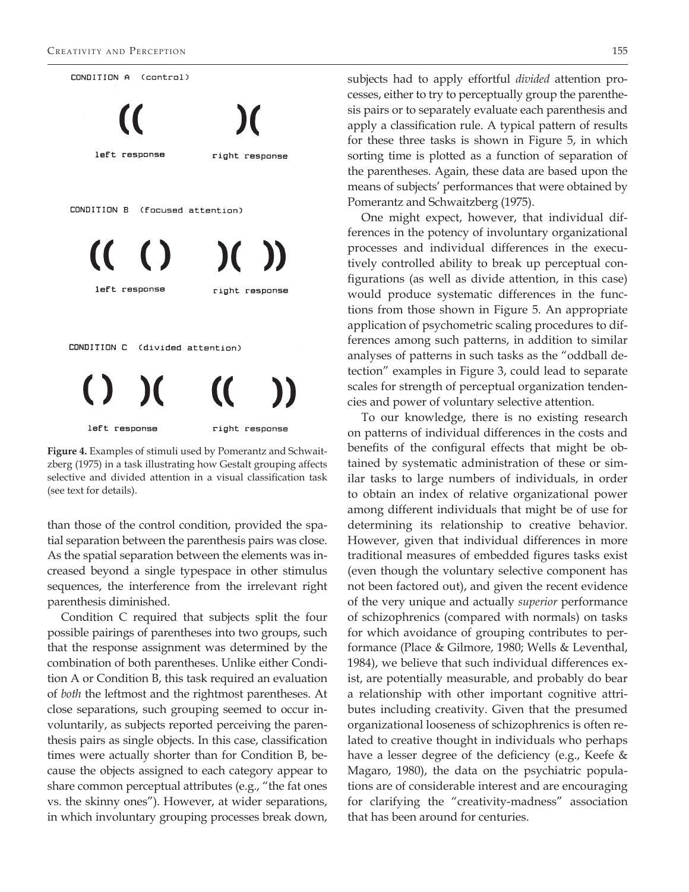CONDITION A (control)

(( )(

left response right response

CONDITION B (focused attention)

(( () )( ))

left response right response

CONDITION C (divided attention)

() )( (( ))

left response right response

**Figure 4.** Examples of stimuli used by Pomerantz and Schwaitzberg (1975) in a task illustrating how Gestalt grouping affects selective and divided attention in a visual classification task (see text for details).

than those of the control condition, provided the spatial separation between the parenthesis pairs was close. As the spatial separation between the elements was increased beyond a single typespace in other stimulus sequences, the interference from the irrelevant right parenthesis diminished.

Condition C required that subjects split the four possible pairings of parentheses into two groups, such that the response assignment was determined by the combination of both parentheses. Unlike either Condition A or Condition B, this task required an evaluation of *both* the leftmost and the rightmost parentheses. At close separations, such grouping seemed to occur involuntarily, as subjects reported perceiving the parenthesis pairs as single objects. In this case, classification times were actually shorter than for Condition B, because the objects assigned to each category appear to share common perceptual attributes (e.g., "the fat ones vs. the skinny ones"). However, at wider separations, in which involuntary grouping processes break down, subjects had to apply effortful *divided* attention processes, either to try to perceptually group the parenthesis pairs or to separately evaluate each parenthesis and apply a classification rule. A typical pattern of results for these three tasks is shown in Figure 5, in which sorting time is plotted as a function of separation of the parentheses. Again, these data are based upon the means of subjects' performances that were obtained by Pomerantz and Schwaitzberg (1975).

One might expect, however, that individual differences in the potency of involuntary organizational processes and individual differences in the executively controlled ability to break up perceptual configurations (as well as divide attention, in this case) would produce systematic differences in the functions from those shown in Figure 5. An appropriate application of psychometric scaling procedures to differences among such patterns, in addition to similar analyses of patterns in such tasks as the "oddball detection" examples in Figure 3, could lead to separate scales for strength of perceptual organization tendencies and power of voluntary selective attention.

To our knowledge, there is no existing research on patterns of individual differences in the costs and benefits of the configural effects that might be obtained by systematic administration of these or similar tasks to large numbers of individuals, in order to obtain an index of relative organizational power among different individuals that might be of use for determining its relationship to creative behavior. However, given that individual differences in more traditional measures of embedded figures tasks exist (even though the voluntary selective component has not been factored out), and given the recent evidence of the very unique and actually *superior* performance of schizophrenics (compared with normals) on tasks for which avoidance of grouping contributes to performance (Place & Gilmore, 1980; Wells & Leventhal, 1984), we believe that such individual differences exist, are potentially measurable, and probably do bear a relationship with other important cognitive attributes including creativity. Given that the presumed organizational looseness of schizophrenics is often related to creative thought in individuals who perhaps have a lesser degree of the deficiency (e.g., Keefe & Magaro, 1980), the data on the psychiatric populations are of considerable interest and are encouraging for clarifying the "creativity-madness" association that has been around for centuries.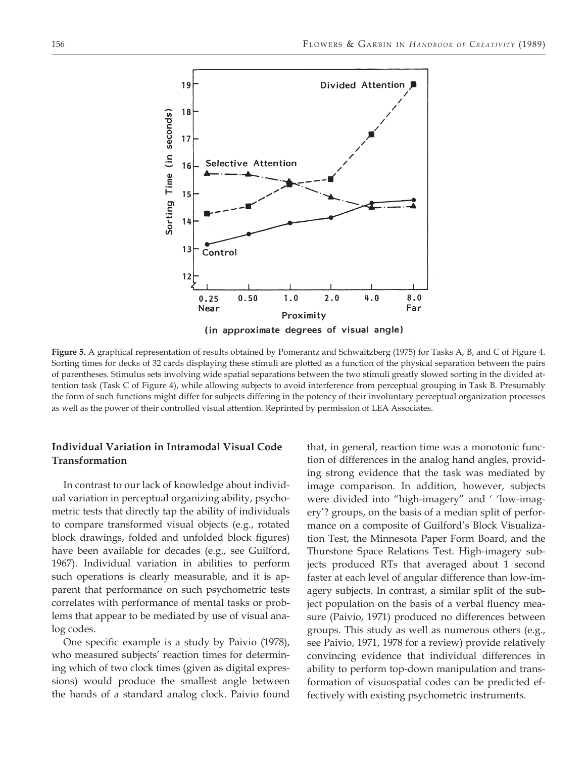**Figure 5.** A graphical representation of results obtained by Pomerantz and Schwaitzberg (1975) for Tasks A, B, and C of Figure 4. Sorting times for decks of 32 cards displaying these stimuli are plotted as a function of the physical separation between the pairs of parentheses. Stimulus sets involving wide spatial separations between the two stimuli greatly slowed sorting in the divided attention task (Task C of Figure 4), while allowing subjects to avoid interference from perceptual grouping in Task B. Presumably the form of such functions might differ for subjects differing in the potency of their involuntary perceptual organization processes as well as the power of their controlled visual attention. Reprinted by permission of LEA Associates.

## Individual Variation in Intramodal Visual Code Transformation

In contrast to our lack of knowledge about individual variation in perceptual organizing ability, psychometric tests that directly tap the ability of individuals to compare transformed visual objects (e.g., rotated block drawings, folded and unfolded block figures) have been available for decades (e.g., see Guilford, 1967). Individual variation in abilities to perform such operations is clearly measurable, and it is apparent that performance on such psychometric tests correlates with performance of mental tasks or problems that appear to be mediated by use of visual analog codes.

One specific example is a study by Paivio (1978), who measured subjects' reaction times for determining which of two clock times (given as digital expressions) would produce the smallest angle between the hands of a standard analog clock. Paivio found that, in general, reaction time was a monotonic function of differences in the analog hand angles, providing strong evidence that the task was mediated by image comparison. In addition, however, subjects were divided into "high-imagery" and ' 'low-imagery'? groups, on the basis of a median split of performance on a composite of Guilford's Block Visualization Test, the Minnesota Paper Form Board, and the Thurstone Space Relations Test. High-imagery subjects produced RTs that averaged about 1 second faster at each level of angular difference than low-imagery subjects. In contrast, a similar split of the subject population on the basis of a verbal fluency measure (Paivio, 1971) produced no differences between groups. This study as well as numerous others (e.g., see Paivio, 1971, 1978 for a review) provide relatively convincing evidence that individual differences in ability to perform top-down manipulation and transformation of visuospatial codes can be predicted effectively with existing psychometric instruments.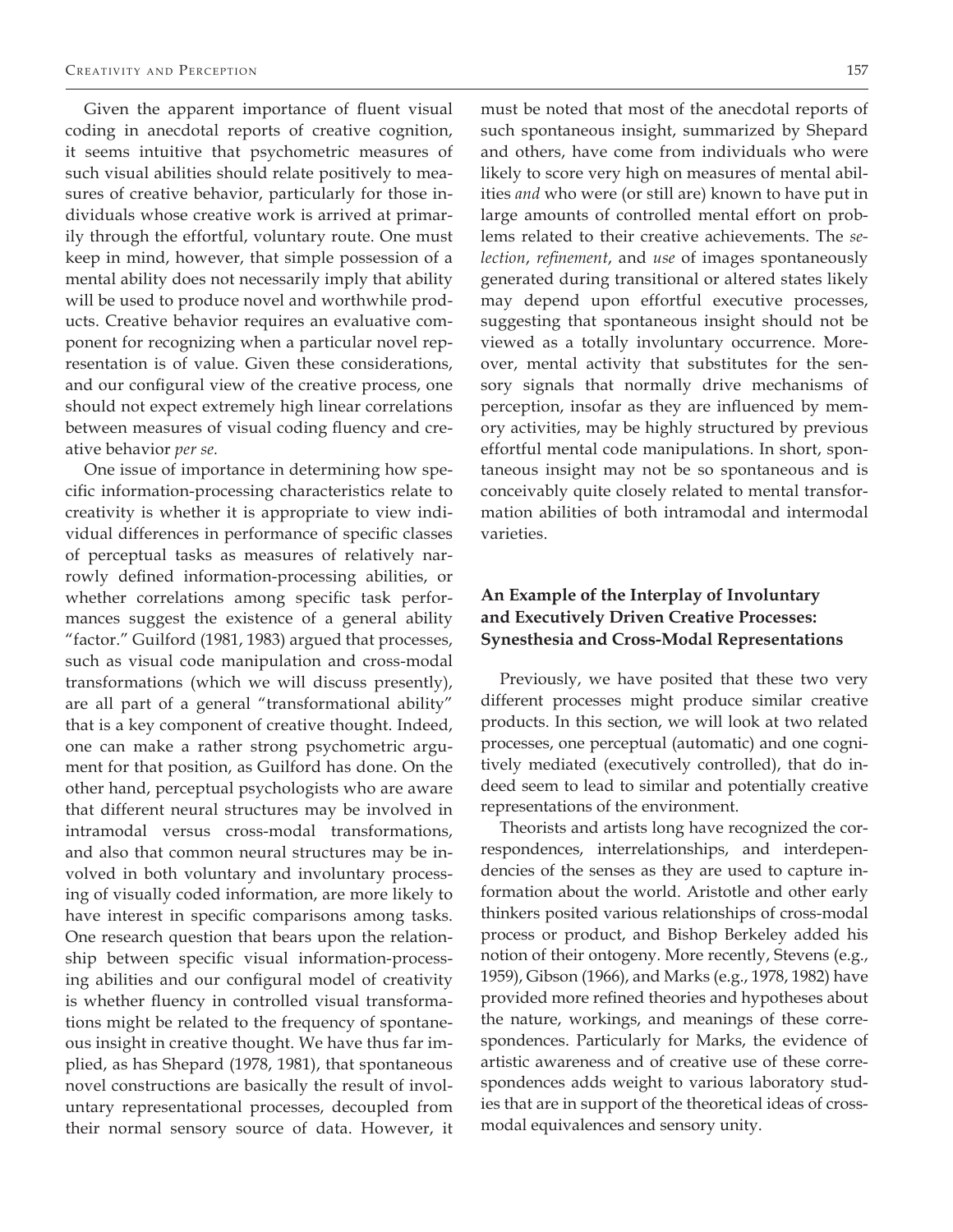Given the apparent importance of fluent visual coding in anecdotal reports of creative cognition, it seems intuitive that psychometric measures of such visual abilities should relate positively to measures of creative behavior, particularly for those individuals whose creative work is arrived at primarily through the effortful, voluntary route. One must keep in mind, however, that simple possession of a mental ability does not necessarily imply that ability will be used to produce novel and worthwhile products. Creative behavior requires an evaluative component for recognizing when a particular novel representation is of value. Given these considerations, and our configural view of the creative process, one should not expect extremely high linear correlations between measures of visual coding fluency and creative behavior *per se.*

One issue of importance in determining how specific information-processing characteristics relate to creativity is whether it is appropriate to view individual differences in performance of specific classes of perceptual tasks as measures of relatively narrowly defined information-processing abilities, or whether correlations among specific task performances suggest the existence of a general ability "factor." Guilford (1981, 1983) argued that processes, such as visual code manipulation and cross-modal transformations (which we will discuss presently), are all part of a general "transformational ability" that is a key component of creative thought. Indeed, one can make a rather strong psychometric argument for that position, as Guilford has done. On the other hand, perceptual psychologists who are aware that different neural structures may be involved in intramodal versus cross-modal transformations, and also that common neural structures may be involved in both voluntary and involuntary processing of visually coded information, are more likely to have interest in specific comparisons among tasks. One research question that bears upon the relationship between specific visual information-processing abilities and our configural model of creativity is whether fluency in controlled visual transformations might be related to the frequency of spontaneous insight in creative thought. We have thus far implied, as has Shepard (1978, 1981), that spontaneous novel constructions are basically the result of involuntary representational processes, decoupled from their normal sensory source of data. However, it must be noted that most of the anecdotal reports of such spontaneous insight, summarized by Shepard and others, have come from individuals who were likely to score very high on measures of mental abilities *and* who were (or still are) known to have put in large amounts of controlled mental effort on problems related to their creative achievements. The *selection*, *refinement*, and *use* of images spontaneously generated during transitional or altered states likely may depend upon effortful executive processes, suggesting that spontaneous insight should not be viewed as a totally involuntary occurrence. Moreover, mental activity that substitutes for the sensory signals that normally drive mechanisms of perception, insofar as they are influenced by memory activities, may be highly structured by previous effortful mental code manipulations. In short, spontaneous insight may not be so spontaneous and is conceivably quite closely related to mental transformation abilities of both intramodal and intermodal varieties.

### An Example of the Interplay of Involuntary and Executively Driven Creative Processes: Synesthesia and Cross-Modal Representations

Previously, we have posited that these two very different processes might produce similar creative products. In this section, we will look at two related processes, one perceptual (automatic) and one cognitively mediated (executively controlled), that do indeed seem to lead to similar and potentially creative representations of the environment.

Theorists and artists long have recognized the correspondences, interrelationships, and interdependencies of the senses as they are used to capture information about the world. Aristotle and other early thinkers posited various relationships of cross-modal process or product, and Bishop Berkeley added his notion of their ontogeny. More recently, Stevens (e.g., 1959), Gibson (1966), and Marks (e.g., 1978, 1982) have provided more refined theories and hypotheses about the nature, workings, and meanings of these correspondences. Particularly for Marks, the evidence of artistic awareness and of creative use of these correspondences adds weight to various laboratory studies that are in support of the theoretical ideas of cross-modal equivalences and sensory unity.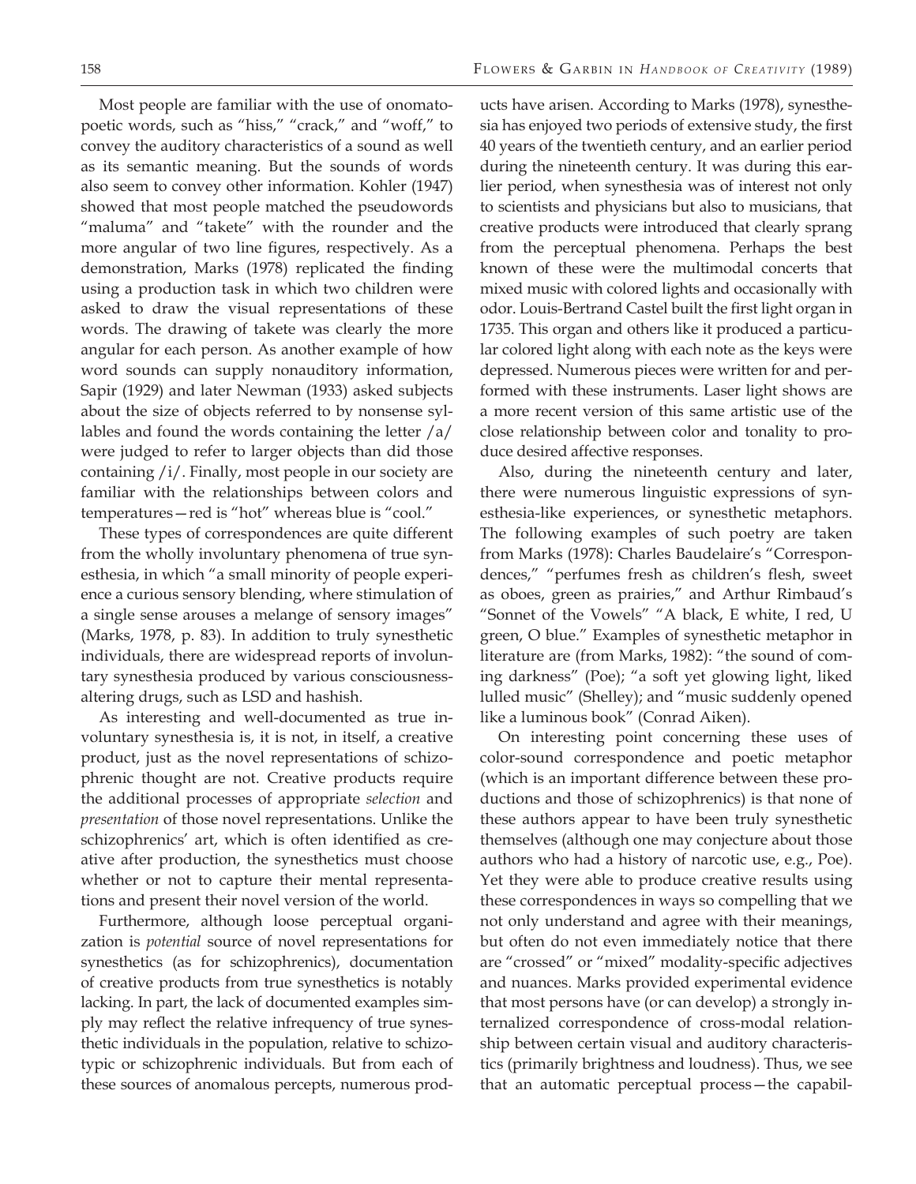Most people are familiar with the use of onomatopoetic words, such as "hiss," "crack," and "woff," to convey the auditory characteristics of a sound as well as its semantic meaning. But the sounds of words also seem to convey other information. Kohler (1947) showed that most people matched the pseudowords "maluma" and "takete" with the rounder and the more angular of two line figures, respectively. As a demonstration, Marks (1978) replicated the finding using a production task in which two children were asked to draw the visual representations of these words. The drawing of takete was clearly the more angular for each person. As another example of how word sounds can supply nonauditory information, Sapir (1929) and later Newman (1933) asked subjects about the size of objects referred to by nonsense syllables and found the words containing the letter /a/ were judged to refer to larger objects than did those containing /i/. Finally, most people in our society are familiar with the relationships between colors and temperatures—red is "hot" whereas blue is "cool."

These types of correspondences are quite different from the wholly involuntary phenomena of true synesthesia, in which "a small minority of people experience a curious sensory blending, where stimulation of a single sense arouses a melange of sensory images" (Marks, 1978, p. 83). In addition to truly synesthetic individuals, there are widespread reports of involuntary synesthesia produced by various consciousness-altering drugs, such as LSD and hashish.

As interesting and well-documented as true involuntary synesthesia is, it is not, in itself, a creative product, just as the novel representations of schizophrenic thought are not. Creative products require the additional processes of appropriate *selection* and *presentation* of those novel representations. Unlike the schizophrenics' art, which is often identified as creative after production, the synesthetics must choose whether or not to capture their mental representations and present their novel version of the world.

Furthermore, although loose perceptual organization is *potential* source of novel representations for synesthetics (as for schizophrenics), documentation of creative products from true synesthetics is notably lacking. In part, the lack of documented examples simply may reflect the relative infrequency of true synesthetic individuals in the population, relative to schizotypic or schizophrenic individuals. But from each of these sources of anomalous percepts, numerous products have arisen. According to Marks (1978), synesthesia has enjoyed two periods of extensive study, the first 40 years of the twentieth century, and an earlier period during the nineteenth century. It was during this earlier period, when synesthesia was of interest not only to scientists and physicians but also to musicians, that creative products were introduced that clearly sprang from the perceptual phenomena. Perhaps the best known of these were the multimodal concerts that mixed music with colored lights and occasionally with odor. Louis-Bertrand Castel built the first light organ in 1735. This organ and others like it produced a particular colored light along with each note as the keys were depressed. Numerous pieces were written for and performed with these instruments. Laser light shows are a more recent version of this same artistic use of the close relationship between color and tonality to produce desired affective responses.

Also, during the nineteenth century and later, there were numerous linguistic expressions of synesthesia-like experiences, or synesthetic metaphors. The following examples of such poetry are taken from Marks (1978): Charles Baudelaire's "Correspondences," "perfumes fresh as children's flesh, sweet as oboes, green as prairies," and Arthur Rimbaud's "Sonnet of the Vowels" "A black, E white, I red, U green, O blue." Examples of synesthetic metaphor in literature are (from Marks, 1982): "the sound of coming darkness" (Poe); "a soft yet glowing light, liked lulled music" (Shelley); and "music suddenly opened like a luminous book" (Conrad Aiken).

On interesting point concerning these uses of color-sound correspondence and poetic metaphor (which is an important difference between these productions and those of schizophrenics) is that none of these authors appear to have been truly synesthetic themselves (although one may conjecture about those authors who had a history of narcotic use, e.g., Poe). Yet they were able to produce creative results using these correspondences in ways so compelling that we not only understand and agree with their meanings, but often do not even immediately notice that there are "crossed" or "mixed" modality-specific adjectives and nuances. Marks provided experimental evidence that most persons have (or can develop) a strongly internalized correspondence of cross-modal relationship between certain visual and auditory characteristics (primarily brightness and loudness). Thus, we see that an automatic perceptual process—the capabil-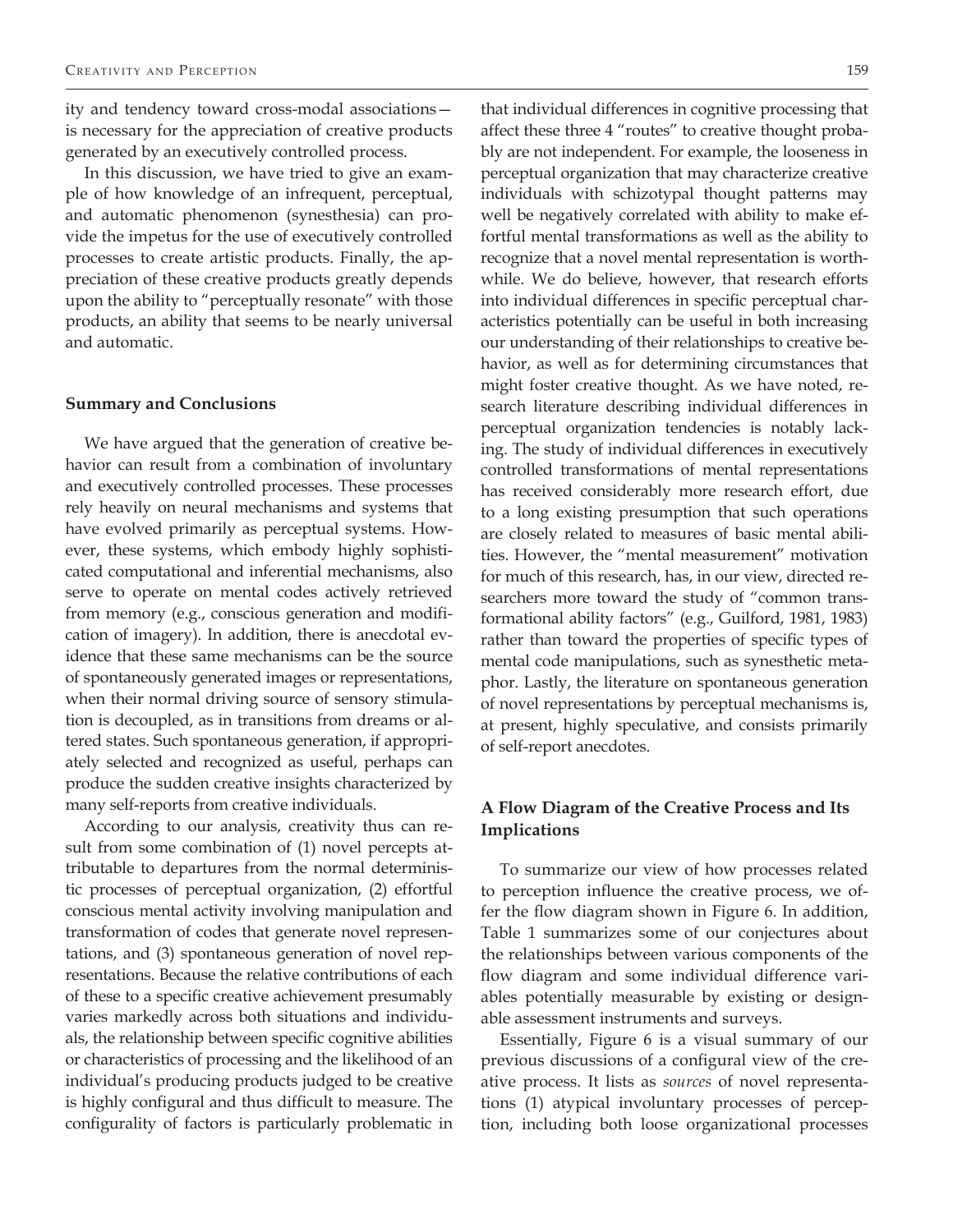ity and tendency toward cross-modal associations—is necessary for the appreciation of creative products generated by an executively controlled process.

In this discussion, we have tried to give an example of how knowledge of an infrequent, perceptual, and automatic phenomenon (synesthesia) can provide the impetus for the use of executively controlled processes to create artistic products. Finally, the appreciation of these creative products greatly depends upon the ability to "perceptually resonate" with those products, an ability that seems to be nearly universal and automatic.

### Summary and Conclusions

We have argued that the generation of creative behavior can result from a combination of involuntary and executively controlled processes. These processes rely heavily on neural mechanisms and systems that have evolved primarily as perceptual systems. However, these systems, which embody highly sophisticated computational and inferential mechanisms, also serve to operate on mental codes actively retrieved from memory (e.g., conscious generation and modification of imagery). In addition, there is anecdotal evidence that these same mechanisms can be the source of spontaneously generated images or representations, when their normal driving source of sensory stimulation is decoupled, as in transitions from dreams or altered states. Such spontaneous generation, if appropriately selected and recognized as useful, perhaps can produce the sudden creative insights characterized by many self-reports from creative individuals.

According to our analysis, creativity thus can result from some combination of (1) novel percepts attributable to departures from the normal deterministic processes of perceptual organization, (2) effortful conscious mental activity involving manipulation and transformation of codes that generate novel representations, and (3) spontaneous generation of novel representations. Because the relative contributions of each of these to a specific creative achievement presumably varies markedly across both situations and individuals, the relationship between specific cognitive abilities or characteristics of processing and the likelihood of an individual's producing products judged to be creative is highly configural and thus difficult to measure. The configurality of factors is particularly problematic in that individual differences in cognitive processing that affect these three 4 "routes" to creative thought probably are not independent. For example, the looseness in perceptual organization that may characterize creative individuals with schizotypal thought patterns may well be negatively correlated with ability to make effortful mental transformations as well as the ability to recognize that a novel mental representation is worthwhile. We do believe, however, that research efforts into individual differences in specific perceptual characteristics potentially can be useful in both increasing our understanding of their relationships to creative behavior, as well as for determining circumstances that might foster creative thought. As we have noted, research literature describing individual differences in perceptual organization tendencies is notably lacking. The study of individual differences in executively controlled transformations of mental representations has received considerably more research effort, due to a long existing presumption that such operations are closely related to measures of basic mental abilities. However, the "mental measurement" motivation for much of this research, has, in our view, directed researchers more toward the study of "common transformational ability factors" (e.g., Guilford, 1981, 1983) rather than toward the properties of specific types of mental code manipulations, such as synesthetic metaphor. Lastly, the literature on spontaneous generation of novel representations by perceptual mechanisms is, at present, highly speculative, and consists primarily of self-report anecdotes.

### A Flow Diagram of the Creative Process and Its Implications

To summarize our view of how processes related to perception influence the creative process, we offer the flow diagram shown in Figure 6. In addition, Table 1 summarizes some of our conjectures about the relationships between various components of the flow diagram and some individual difference variables potentially measurable by existing or designable assessment instruments and surveys.

Essentially, Figure 6 is a visual summary of our previous discussions of a configural view of the creative process. It lists as *sources* of novel representations (1) atypical involuntary processes of perception, including both loose organizational processes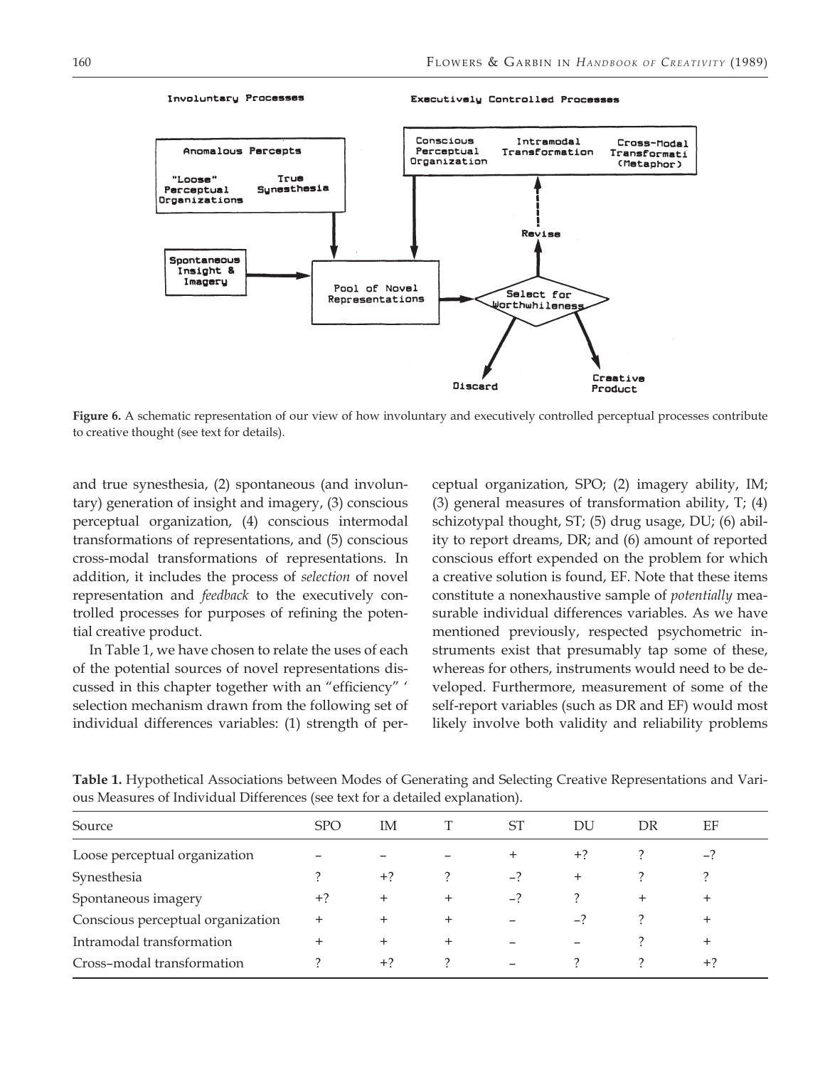**Figure 6.** A schematic representation of our view of how involuntary and executively controlled perceptual processes contribute to creative thought (see text for details).

and true synesthesia, (2) spontaneous (and involuntary) generation of insight and imagery, (3) conscious perceptual organization, (4) conscious intermodal transformations of representations, and (5) conscious cross-modal transformations of representations. In addition, it includes the process of *selection* of novel representation and *feedback* to the executively controlled processes for purposes of refining the potential creative product.

In Table 1, we have chosen to relate the uses of each of the potential sources of novel representations discussed in this chapter together with an "efficiency" ' selection mechanism drawn from the following set of individual differences variables: (1) strength of perceptual organization, SPO; (2) imagery ability, IM; (3) general measures of transformation ability, T; (4) schizotypal thought, ST; (5) drug usage, DU; (6) ability to report dreams, DR; and (6) amount of reported conscious effort expended on the problem for which a creative solution is found, EF. Note that these items constitute a nonexhaustive sample of *potentially* measurable individual differences variables. As we have mentioned previously, respected psychometric instruments exist that presumably tap some of these, whereas for others, instruments would need to be developed. Furthermore, measurement of some of the self-report variables (such as DR and EF) would most likely involve both validity and reliability problems

**Table 1.** Hypothetical Associations between Modes of Generating and Selecting Creative Representations and Various Measures of Individual Differences (see text for a detailed explanation).

| Source | SPO | IM | T | ST | DU | DR | EF |
|---|---|---|---|---|---|---|---|
| Loose perceptual organization | – | – | – | + | +? | ? | –? |
| Synesthesia | ? | +? | ? | –? | + | ? | ? |
| Spontaneous imagery | +? | + | + | –? | ? | + | + |
| Conscious perceptual organization | + | + | + | – | –? | ? | + |
| Intramodal transformation | + | + | + | – | – | ? | + |
| Cross–modal transformation | ? | +? | ? | – | ? | ? | +? |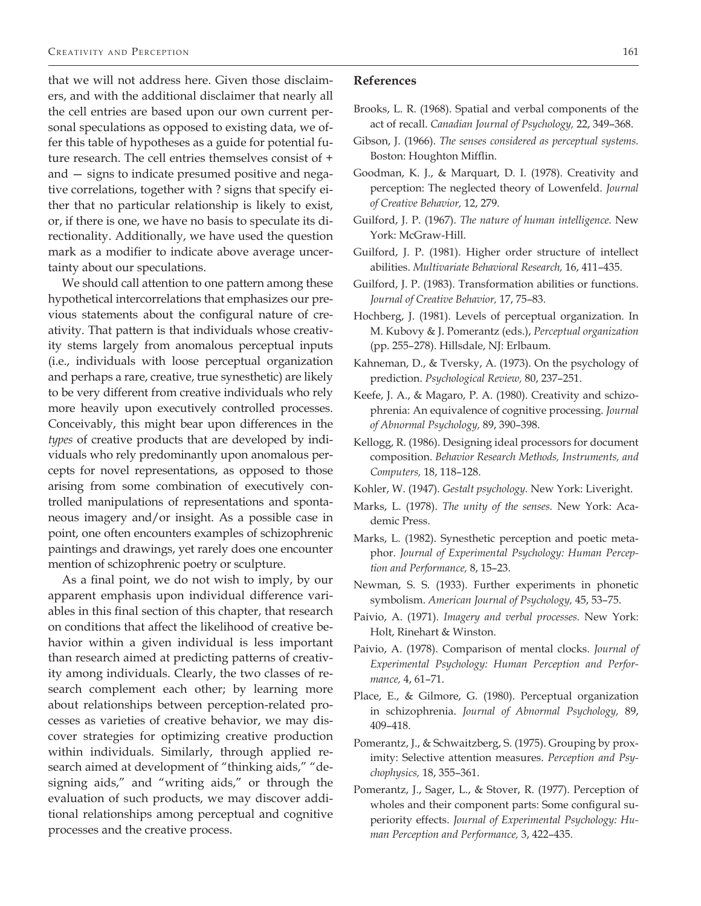that we will not address here. Given those disclaimers, and with the additional disclaimer that nearly all the cell entries are based upon our own current personal speculations as opposed to existing data, we offer this table of hypotheses as a guide for potential future research. The cell entries themselves consist of + and — signs to indicate presumed positive and negative correlations, together with ? signs that specify either that no particular relationship is likely to exist, or, if there is one, we have no basis to speculate its directionality. Additionally, we have used the question mark as a modifier to indicate above average uncertainty about our speculations.

We should call attention to one pattern among these hypothetical intercorrelations that emphasizes our previous statements about the configural nature of creativity. That pattern is that individuals whose creativity stems largely from anomalous perceptual inputs (i.e., individuals with loose perceptual organization and perhaps a rare, creative, true synesthetic) are likely to be very different from creative individuals who rely more heavily upon executively controlled processes. Conceivably, this might bear upon differences in the *types* of creative products that are developed by individuals who rely predominantly upon anomalous percepts for novel representations, as opposed to those arising from some combination of executively controlled manipulations of representations and spontaneous imagery and/or insight. As a possible case in point, one often encounters examples of schizophrenic paintings and drawings, yet rarely does one encounter mention of schizophrenic poetry or sculpture.

As a final point, we do not wish to imply, by our apparent emphasis upon individual difference variables in this final section of this chapter, that research on conditions that affect the likelihood of creative behavior within a given individual is less important than research aimed at predicting patterns of creativity among individuals. Clearly, the two classes of research complement each other; by learning more about relationships between perception-related processes as varieties of creative behavior, we may discover strategies for optimizing creative production within individuals. Similarly, through applied research aimed at development of "thinking aids," "designing aids," and "writing aids," or through the evaluation of such products, we may discover additional relationships among perceptual and cognitive processes and the creative process.

## References

Brooks, L. R. (1968). Spatial and verbal components of the act of recall. *Canadian Journal of Psychology,* 22, 349–368.

Gibson, J. (1966). *The senses considered as perceptual systems.* Boston: Houghton Mifflin.

Goodman, K. J., & Marquart, D. I. (1978). Creativity and perception: The neglected theory of Lowenfeld. *Journal of Creative Behavior,* 12, 279.

Guilford, J. P. (1967). *The nature of human intelligence.* New York: McGraw-Hill.

Guilford, J. P. (1981). Higher order structure of intellect abilities. *Multivariate Behavioral Research,* 16, 411–435.

Guilford, J. P. (1983). Transformation abilities or functions. *Journal of Creative Behavior,* 17, 75–83.

Hochberg, J. (1981). Levels of perceptual organization. In M. Kubovy & J. Pomerantz (eds.), *Perceptual organization* (pp. 255–278). Hillsdale, NJ: Erlbaum.

Kahneman, D., & Tversky, A. (1973). On the psychology of prediction. *Psychological Review,* 80, 237–251.

Keefe, J. A., & Magaro, P. A. (1980). Creativity and schizophrenia: An equivalence of cognitive processing. *Journal of Abnormal Psychology,* 89, 390–398.

Kellogg, R. (1986). Designing ideal processors for document composition. *Behavior Research Methods, Instruments, and Computers,* 18, 118–128.

Kohler, W. (1947). *Gestalt psychology.* New York: Liveright.

Marks, L. (1978). *The unity of the senses.* New York: Academic Press.

Marks, L. (1982). Synesthetic perception and poetic metaphor. *Journal of Experimental Psychology: Human Perception and Performance,* 8, 15–23.

Newman, S. S. (1933). Further experiments in phonetic symbolism. *American Journal of Psychology,* 45, 53–75.

Paivio, A. (1971). *Imagery and verbal processes.* New York: Holt, Rinehart & Winston.

Paivio, A. (1978). Comparison of mental clocks. *Journal of Experimental Psychology: Human Perception and Performance,* 4, 61–71.

Place, E., & Gilmore, G. (1980). Perceptual organization in schizophrenia. *Journal of Abnormal Psychology,* 89, 409–418.

Pomerantz, J., & Schwaitzberg, S. (1975). Grouping by proximity: Selective attention measures. *Perception and Psychophysics,* 18, 355–361.

Pomerantz, J., Sager, L., & Stover, R. (1977). Perception of wholes and their component parts: Some configural superiority effects. *Journal of Experimental Psychology: Human Perception and Performance,* 3, 422–435.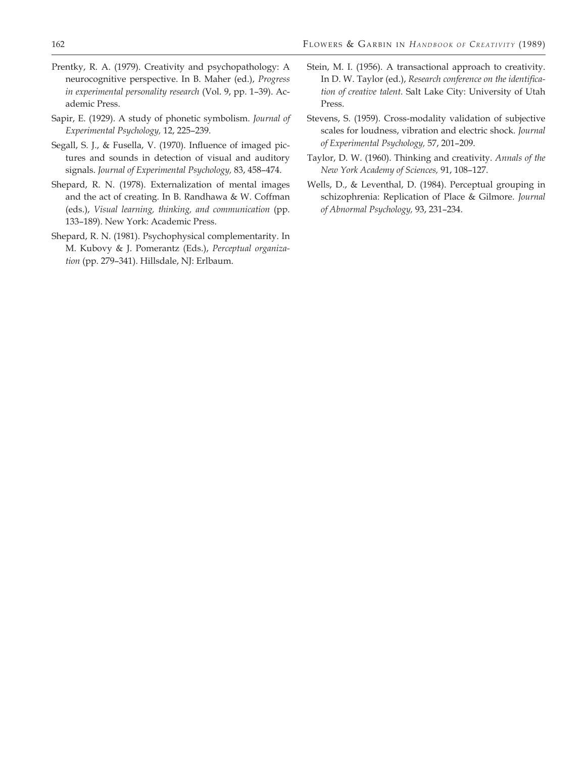Prentky, R. A. (1979). Creativity and psychopathology: A neurocognitive perspective. In B. Maher (ed.), *Progress in experimental personality research* (Vol. 9, pp. 1–39). Academic Press.

Sapir, E. (1929). A study of phonetic symbolism. *Journal of Experimental Psychology,* 12, 225–239.

Segall, S. J., & Fusella, V. (1970). Influence of imaged pictures and sounds in detection of visual and auditory signals. *Journal of Experimental Psychology,* 83, 458–474.

Shepard, R. N. (1978). Externalization of mental images and the act of creating. In B. Randhawa & W. Coffman (eds.), *Visual learning, thinking, and communication* (pp. 133–189). New York: Academic Press.

Shepard, R. N. (1981). Psychophysical complementarity. In M. Kubovy & J. Pomerantz (Eds.), *Perceptual organization* (pp. 279–341). Hillsdale, NJ: Erlbaum.

Stein, M. I. (1956). A transactional approach to creativity. In D. W. Taylor (ed.), *Research conference on the identification of creative talent.* Salt Lake City: University of Utah Press.

Stevens, S. (1959). Cross-modality validation of subjective scales for loudness, vibration and electric shock. *Journal of Experimental Psychology,* 57, 201–209.

Taylor, D. W. (1960). Thinking and creativity. *Annals of the New York Academy of Sciences,* 91, 108–127.

Wells, D., & Leventhal, D. (1984). Perceptual grouping in schizophrenia: Replication of Place & Gilmore. *Journal of Abnormal Psychology,* 93, 231–234.